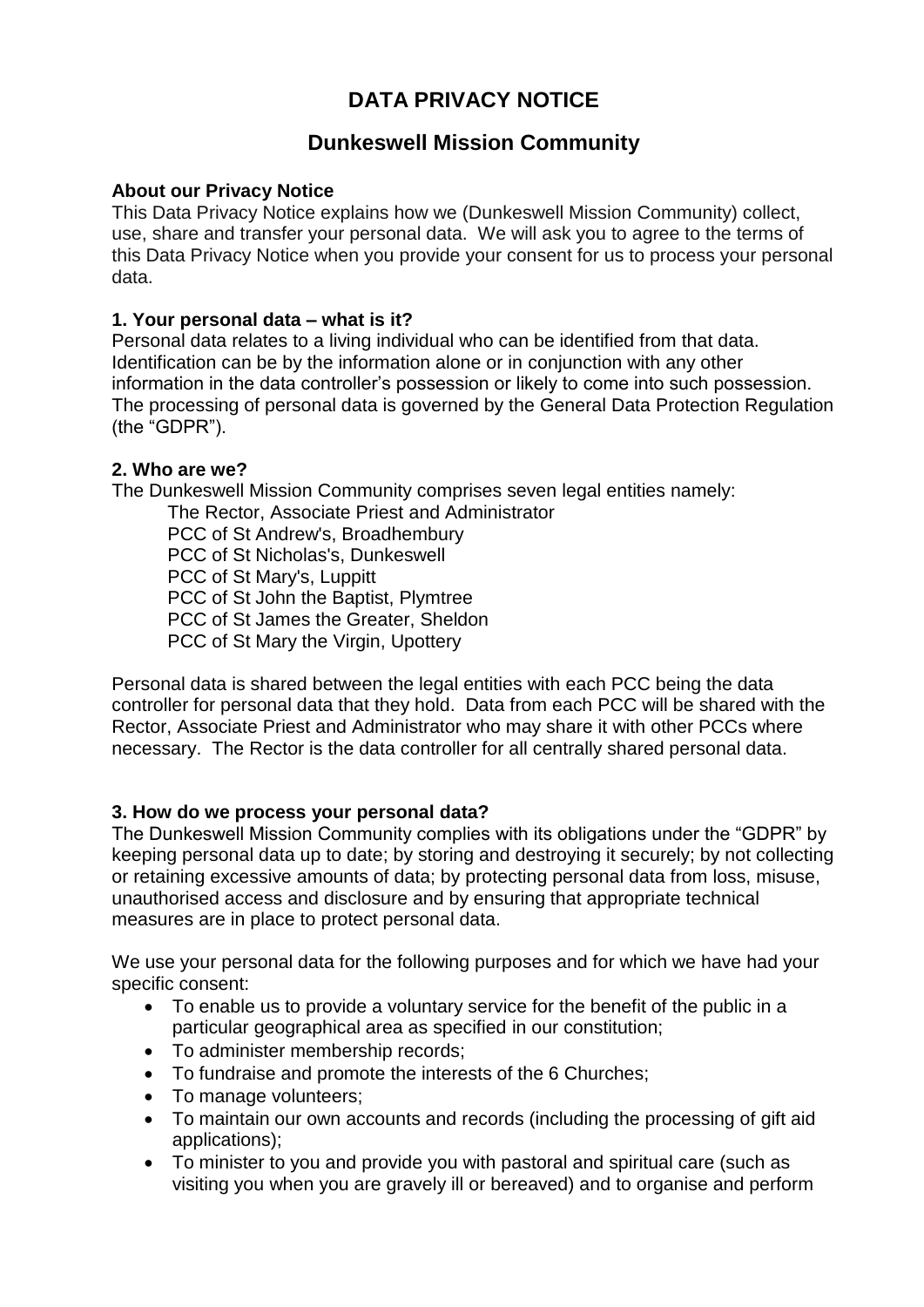# DATA PRIVACY NOTICE

## Dunkeswell Mission Community

**About our Privacy Notice**

This Data Privacy Notice explains how we (Dunkeswell Mission Community) collect, use, share and transfer your personal data. We will ask you to agree to the terms of this Data Privacy Notice when you provide your consent for us to process your personal data.

**1. Your personal data – what is it?**

Personal data relates to a living individual who can be identified from that data. Identification can be by the information alone or in conjunction with any other information in the data controller's possession or likely to come into such possession. The processing of personal data is governed by the General Data Protection Regulation (the "GDPR").

**2. Who are we?**

The Dunkeswell Mission Community comprises seven legal entities namely:

The Rector, Associate Priest and Administrator
PCC of St Andrew's, Broadhembury
PCC of St Nicholas's, Dunkeswell
PCC of St Mary's, Luppitt
PCC of St John the Baptist, Plymtree
PCC of St James the Greater, Sheldon
PCC of St Mary the Virgin, Upottery

Personal data is shared between the legal entities with each PCC being the data controller for personal data that they hold. Data from each PCC will be shared with the Rector, Associate Priest and Administrator who may share it with other PCCs where necessary. The Rector is the data controller for all centrally shared personal data.

**3. How do we process your personal data?**

The Dunkeswell Mission Community complies with its obligations under the "GDPR" by keeping personal data up to date; by storing and destroying it securely; by not collecting or retaining excessive amounts of data; by protecting personal data from loss, misuse, unauthorised access and disclosure and by ensuring that appropriate technical measures are in place to protect personal data.

We use your personal data for the following purposes and for which we have had your specific consent:

- To enable us to provide a voluntary service for the benefit of the public in a particular geographical area as specified in our constitution;
- To administer membership records;
- To fundraise and promote the interests of the 6 Churches;
- To manage volunteers;
- To maintain our own accounts and records (including the processing of gift aid applications);
- To minister to you and provide you with pastoral and spiritual care (such as visiting you when you are gravely ill or bereaved) and to organise and perform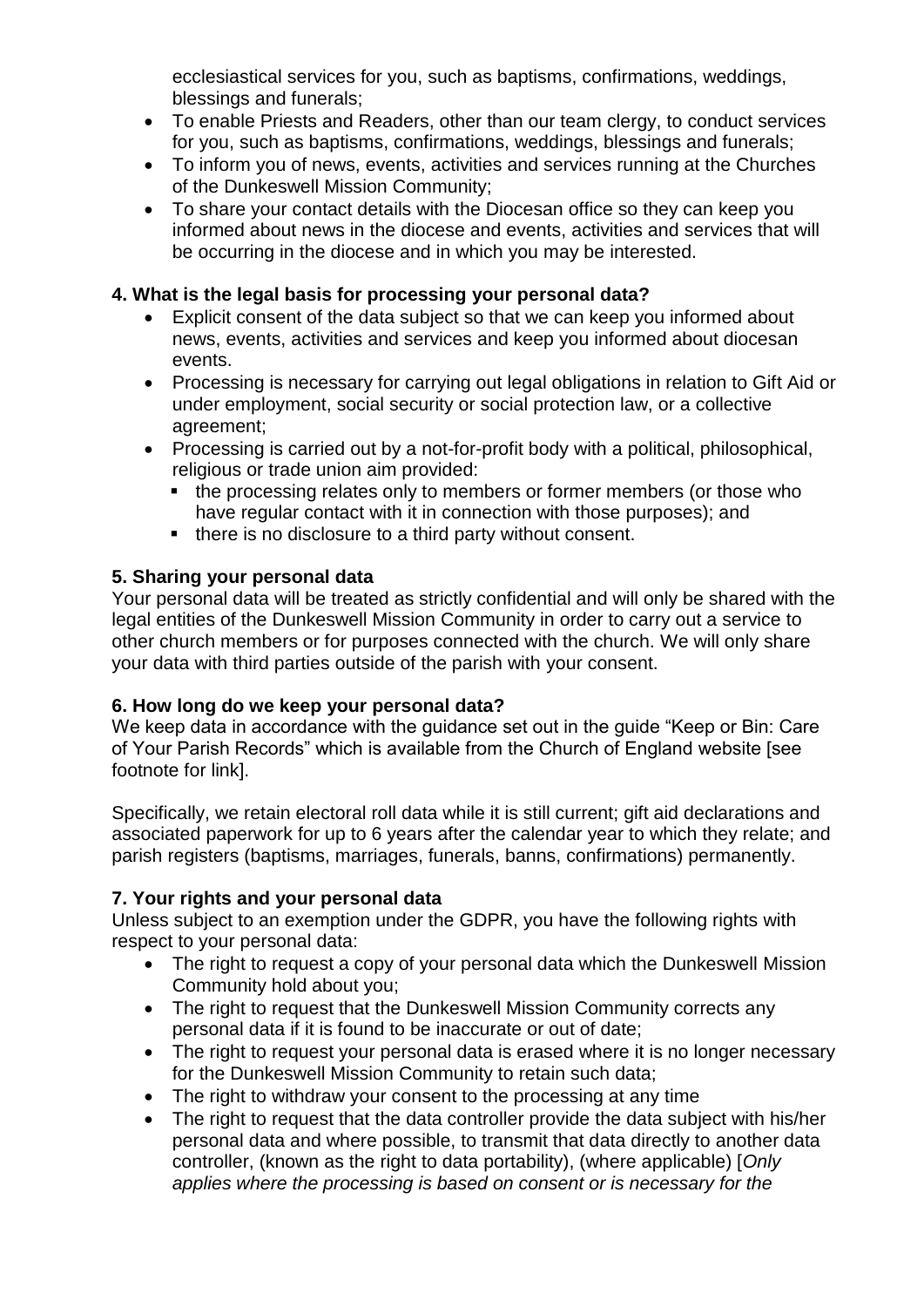ecclesiastical services for you, such as baptisms, confirmations, weddings, blessings and funerals;
- To enable Priests and Readers, other than our team clergy, to conduct services for you, such as baptisms, confirmations, weddings, blessings and funerals;
- To inform you of news, events, activities and services running at the Churches of the Dunkeswell Mission Community;
- To share your contact details with the Diocesan office so they can keep you informed about news in the diocese and events, activities and services that will be occurring in the diocese and in which you may be interested.

**4. What is the legal basis for processing your personal data?**

- Explicit consent of the data subject so that we can keep you informed about news, events, activities and services and keep you informed about diocesan events.
- Processing is necessary for carrying out legal obligations in relation to Gift Aid or under employment, social security or social protection law, or a collective agreement;
- Processing is carried out by a not-for-profit body with a political, philosophical, religious or trade union aim provided:
  - the processing relates only to members or former members (or those who have regular contact with it in connection with those purposes); and
  - there is no disclosure to a third party without consent.

**5. Sharing your personal data**

Your personal data will be treated as strictly confidential and will only be shared with the legal entities of the Dunkeswell Mission Community in order to carry out a service to other church members or for purposes connected with the church. We will only share your data with third parties outside of the parish with your consent.

**6. How long do we keep your personal data?**

We keep data in accordance with the guidance set out in the guide "Keep or Bin: Care of Your Parish Records" which is available from the Church of England website [see footnote for link].

Specifically, we retain electoral roll data while it is still current; gift aid declarations and associated paperwork for up to 6 years after the calendar year to which they relate; and parish registers (baptisms, marriages, funerals, banns, confirmations) permanently.

**7. Your rights and your personal data**

Unless subject to an exemption under the GDPR, you have the following rights with respect to your personal data:

- The right to request a copy of your personal data which the Dunkeswell Mission Community hold about you;
- The right to request that the Dunkeswell Mission Community corrects any personal data if it is found to be inaccurate or out of date;
- The right to request your personal data is erased where it is no longer necessary for the Dunkeswell Mission Community to retain such data;
- The right to withdraw your consent to the processing at any time
- The right to request that the data controller provide the data subject with his/her personal data and where possible, to transmit that data directly to another data controller, (known as the right to data portability), (where applicable) [*Only applies where the processing is based on consent or is necessary for the*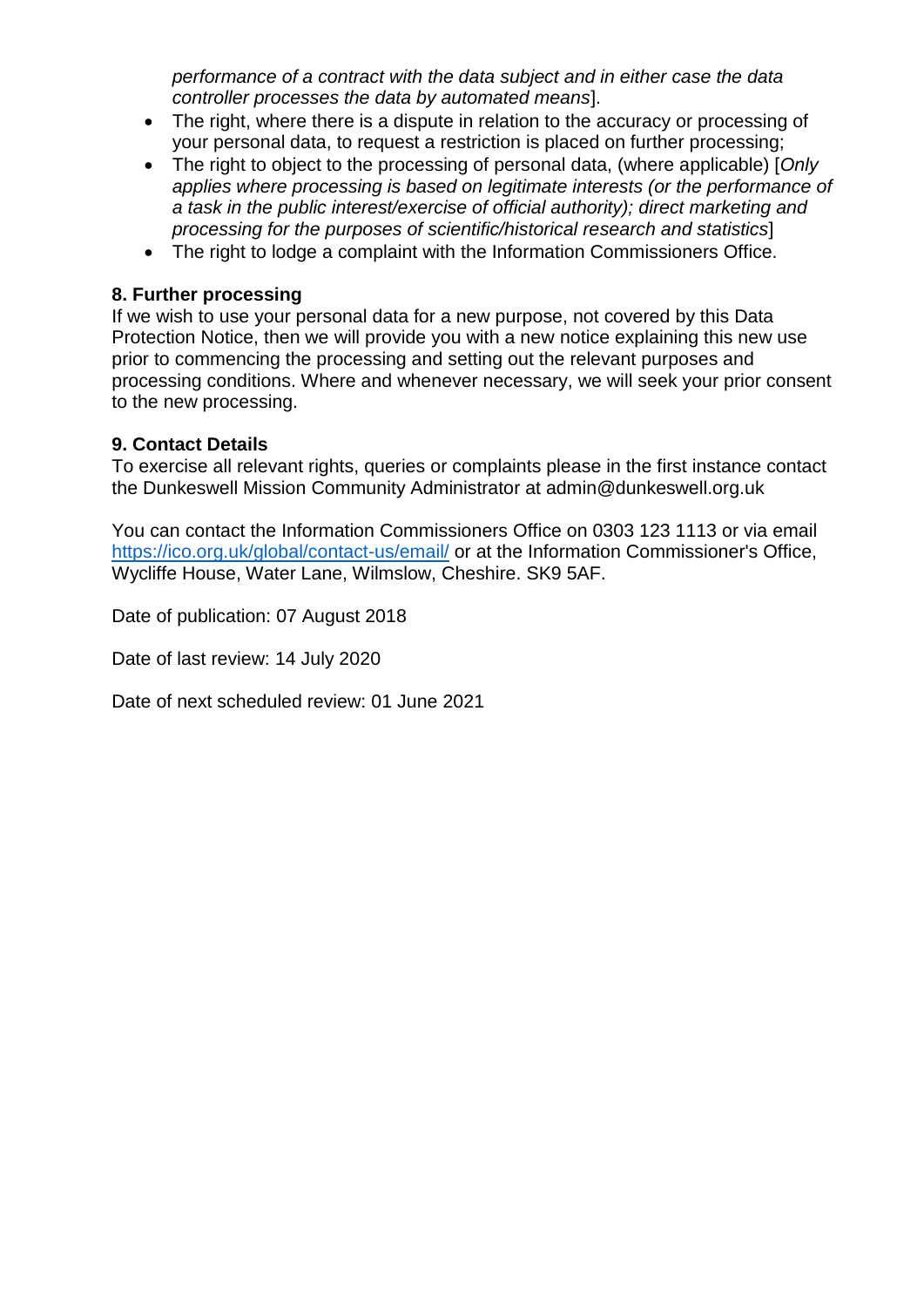*performance of a contract with the data subject and in either case the data controller processes the data by automated means*].

- The right, where there is a dispute in relation to the accuracy or processing of your personal data, to request a restriction is placed on further processing;
- The right to object to the processing of personal data, (where applicable) [*Only applies where processing is based on legitimate interests (or the performance of a task in the public interest/exercise of official authority); direct marketing and processing for the purposes of scientific/historical research and statistics*]
- The right to lodge a complaint with the Information Commissioners Office.

**8. Further processing**

If we wish to use your personal data for a new purpose, not covered by this Data Protection Notice, then we will provide you with a new notice explaining this new use prior to commencing the processing and setting out the relevant purposes and processing conditions. Where and whenever necessary, we will seek your prior consent to the new processing.

**9. Contact Details**

To exercise all relevant rights, queries or complaints please in the first instance contact the Dunkeswell Mission Community Administrator at admin@dunkeswell.org.uk

You can contact the Information Commissioners Office on 0303 123 1113 or via email https://ico.org.uk/global/contact-us/email/ or at the Information Commissioner's Office, Wycliffe House, Water Lane, Wilmslow, Cheshire. SK9 5AF.

Date of publication: 07 August 2018

Date of last review: 14 July 2020

Date of next scheduled review: 01 June 2021